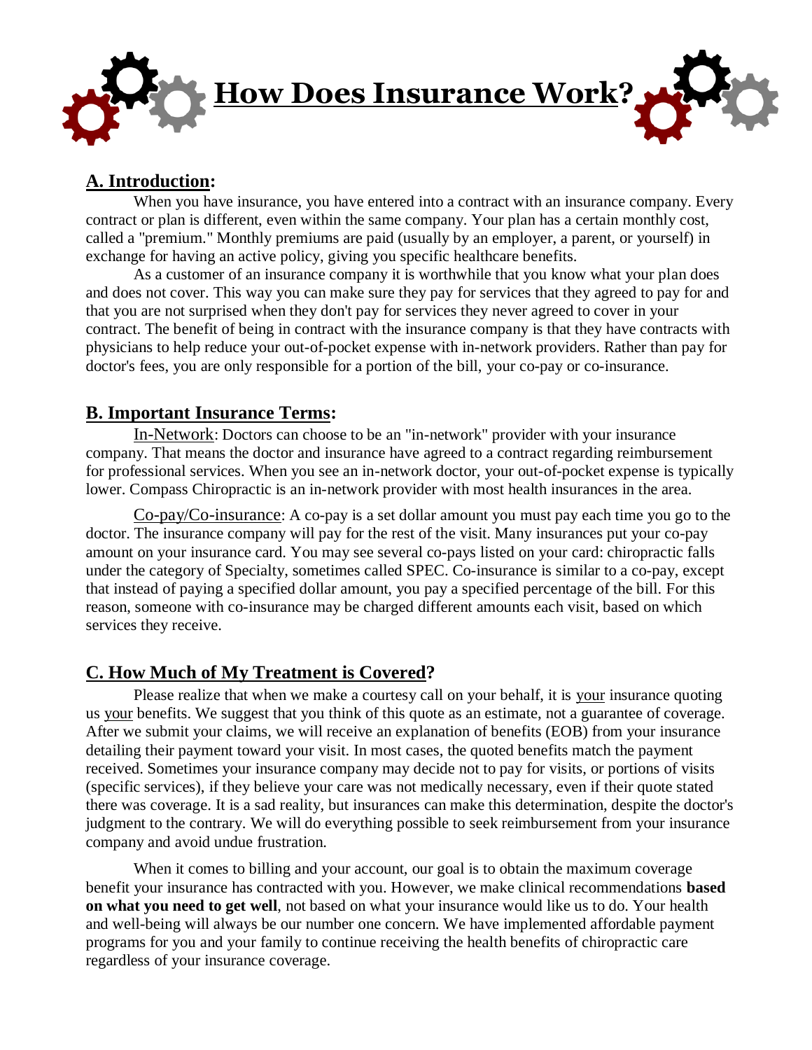# How Does Insurance Work?

## A. Introduction:

When you have insurance, you have entered into a contract with an insurance company. Every contract or plan is different, even within the same company. Your plan has a certain monthly cost, called a "premium." Monthly premiums are paid (usually by an employer, a parent, or yourself) in exchange for having an active policy, giving you specific healthcare benefits.

As a customer of an insurance company it is worthwhile that you know what your plan does and does not cover. This way you can make sure they pay for services that they agreed to pay for and that you are not surprised when they don't pay for services they never agreed to cover in your contract. The benefit of being in contract with the insurance company is that they have contracts with physicians to help reduce your out-of-pocket expense with in-network providers. Rather than pay for doctor's fees, you are only responsible for a portion of the bill, your co-pay or co-insurance.

## B. Important Insurance Terms:

In-Network: Doctors can choose to be an "in-network" provider with your insurance company. That means the doctor and insurance have agreed to a contract regarding reimbursement for professional services. When you see an in-network doctor, your out-of-pocket expense is typically lower. Compass Chiropractic is an in-network provider with most health insurances in the area.

Co-pay/Co-insurance: A co-pay is a set dollar amount you must pay each time you go to the doctor. The insurance company will pay for the rest of the visit. Many insurances put your co-pay amount on your insurance card. You may see several co-pays listed on your card: chiropractic falls under the category of Specialty, sometimes called SPEC. Co-insurance is similar to a co-pay, except that instead of paying a specified dollar amount, you pay a specified percentage of the bill. For this reason, someone with co-insurance may be charged different amounts each visit, based on which services they receive.

## C. How Much of My Treatment is Covered?

Please realize that when we make a courtesy call on your behalf, it is your insurance quoting us your benefits. We suggest that you think of this quote as an estimate, not a guarantee of coverage. After we submit your claims, we will receive an explanation of benefits (EOB) from your insurance detailing their payment toward your visit. In most cases, the quoted benefits match the payment received. Sometimes your insurance company may decide not to pay for visits, or portions of visits (specific services), if they believe your care was not medically necessary, even if their quote stated there was coverage. It is a sad reality, but insurances can make this determination, despite the doctor's judgment to the contrary. We will do everything possible to seek reimbursement from your insurance company and avoid undue frustration.

When it comes to billing and your account, our goal is to obtain the maximum coverage benefit your insurance has contracted with you. However, we make clinical recommendations **based on what you need to get well**, not based on what your insurance would like us to do. Your health and well-being will always be our number one concern. We have implemented affordable payment programs for you and your family to continue receiving the health benefits of chiropractic care regardless of your insurance coverage.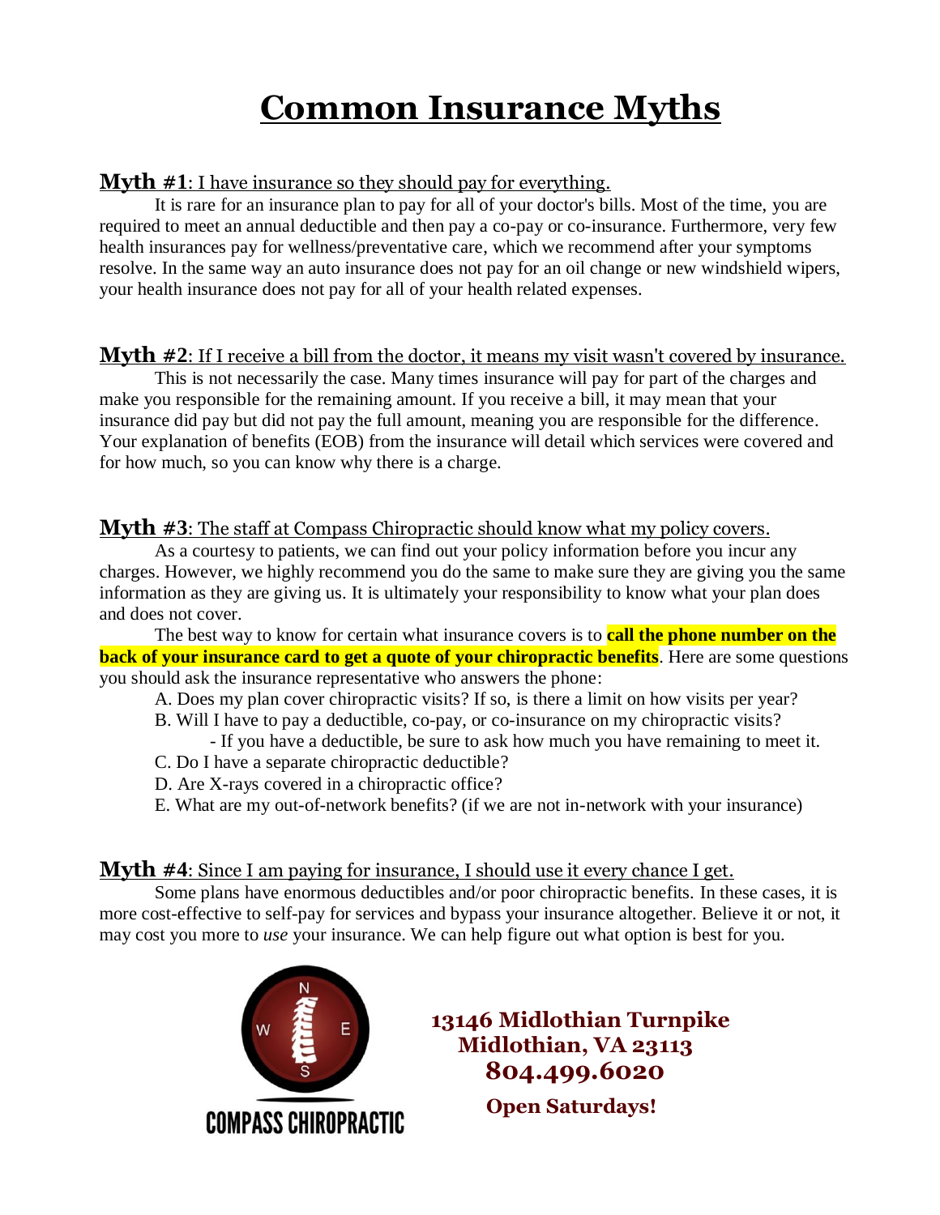# Common Insurance Myths

**Myth #1**: I have insurance so they should pay for everything.

It is rare for an insurance plan to pay for all of your doctor's bills. Most of the time, you are required to meet an annual deductible and then pay a co-pay or co-insurance. Furthermore, very few health insurances pay for wellness/preventative care, which we recommend after your symptoms resolve. In the same way an auto insurance does not pay for an oil change or new windshield wipers, your health insurance does not pay for all of your health related expenses.

**Myth #2**: If I receive a bill from the doctor, it means my visit wasn't covered by insurance.

This is not necessarily the case. Many times insurance will pay for part of the charges and make you responsible for the remaining amount. If you receive a bill, it may mean that your insurance did pay but did not pay the full amount, meaning you are responsible for the difference. Your explanation of benefits (EOB) from the insurance will detail which services were covered and for how much, so you can know why there is a charge.

**Myth #3**: The staff at Compass Chiropractic should know what my policy covers.

As a courtesy to patients, we can find out your policy information before you incur any charges. However, we highly recommend you do the same to make sure they are giving you the same information as they are giving us. It is ultimately your responsibility to know what your plan does and does not cover.

The best way to know for certain what insurance covers is to **call the phone number on the back of your insurance card to get a quote of your chiropractic benefits**. Here are some questions you should ask the insurance representative who answers the phone:

A. Does my plan cover chiropractic visits? If so, is there a limit on how visits per year?
B. Will I have to pay a deductible, co-pay, or co-insurance on my chiropractic visits?
  - If you have a deductible, be sure to ask how much you have remaining to meet it.
C. Do I have a separate chiropractic deductible?
D. Are X-rays covered in a chiropractic office?
E. What are my out-of-network benefits? (if we are not in-network with your insurance)

**Myth #4**: Since I am paying for insurance, I should use it every chance I get.

Some plans have enormous deductibles and/or poor chiropractic benefits. In these cases, it is more cost-effective to self-pay for services and bypass your insurance altogether. Believe it or not, it may cost you more to *use* your insurance. We can help figure out what option is best for you.

COMPASS CHIROPRACTIC

**13146 Midlothian Turnpike**
**Midlothian, VA 23113**
**804.499.6020**

**Open Saturdays!**